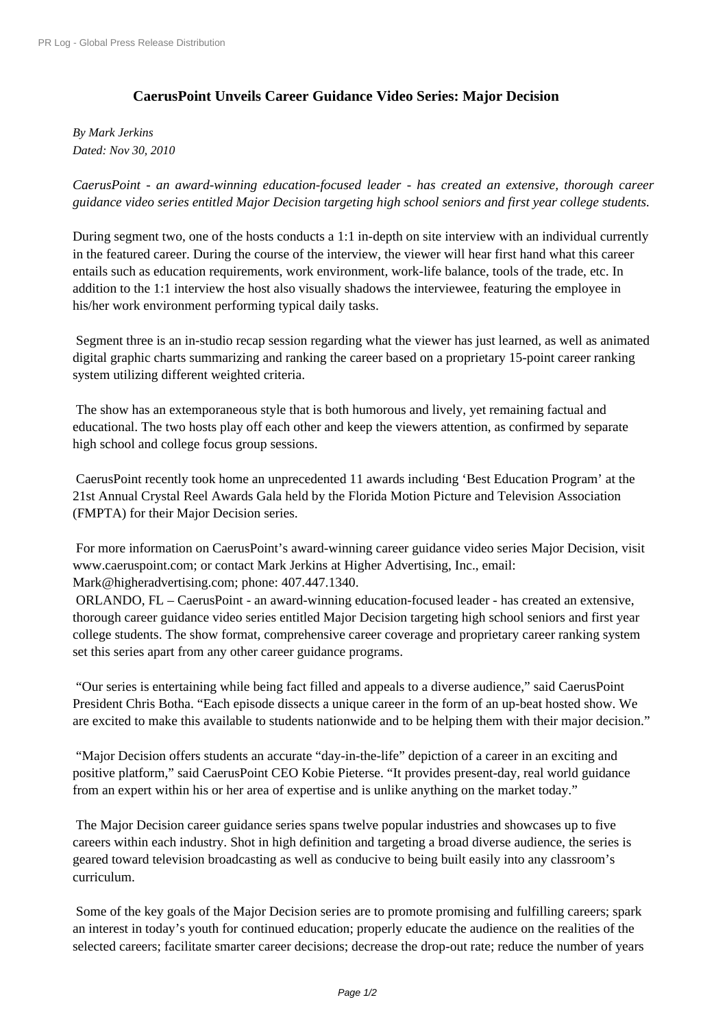# CaerusPoint Unveils Career Guidance Video Series: Major Decision

*By Mark Jerkins*
*Dated: Nov 30, 2010*

*CaerusPoint - an award-winning education-focused leader - has created an extensive, thorough career guidance video series entitled Major Decision targeting high school seniors and first year college students.*

During segment two, one of the hosts conducts a 1:1 in-depth on site interview with an individual currently in the featured career. During the course of the interview, the viewer will hear first hand what this career entails such as education requirements, work environment, work-life balance, tools of the trade, etc. In addition to the 1:1 interview the host also visually shadows the interviewee, featuring the employee in his/her work environment performing typical daily tasks.

Segment three is an in-studio recap session regarding what the viewer has just learned, as well as animated digital graphic charts summarizing and ranking the career based on a proprietary 15-point career ranking system utilizing different weighted criteria.

The show has an extemporaneous style that is both humorous and lively, yet remaining factual and educational. The two hosts play off each other and keep the viewers attention, as confirmed by separate high school and college focus group sessions.

CaerusPoint recently took home an unprecedented 11 awards including 'Best Education Program' at the 21st Annual Crystal Reel Awards Gala held by the Florida Motion Picture and Television Association (FMPTA) for their Major Decision series.

For more information on CaerusPoint's award-winning career guidance video series Major Decision, visit www.caeruspoint.com; or contact Mark Jerkins at Higher Advertising, Inc., email: Mark@higheradvertising.com; phone: 407.447.1340.

ORLANDO, FL – CaerusPoint - an award-winning education-focused leader - has created an extensive, thorough career guidance video series entitled Major Decision targeting high school seniors and first year college students. The show format, comprehensive career coverage and proprietary career ranking system set this series apart from any other career guidance programs.

"Our series is entertaining while being fact filled and appeals to a diverse audience," said CaerusPoint President Chris Botha. "Each episode dissects a unique career in the form of an up-beat hosted show. We are excited to make this available to students nationwide and to be helping them with their major decision."

"Major Decision offers students an accurate "day-in-the-life" depiction of a career in an exciting and positive platform," said CaerusPoint CEO Kobie Pieterse. "It provides present-day, real world guidance from an expert within his or her area of expertise and is unlike anything on the market today."

The Major Decision career guidance series spans twelve popular industries and showcases up to five careers within each industry. Shot in high definition and targeting a broad diverse audience, the series is geared toward television broadcasting as well as conducive to being built easily into any classroom's curriculum.

Some of the key goals of the Major Decision series are to promote promising and fulfilling careers; spark an interest in today's youth for continued education; properly educate the audience on the realities of the selected careers; facilitate smarter career decisions; decrease the drop-out rate; reduce the number of years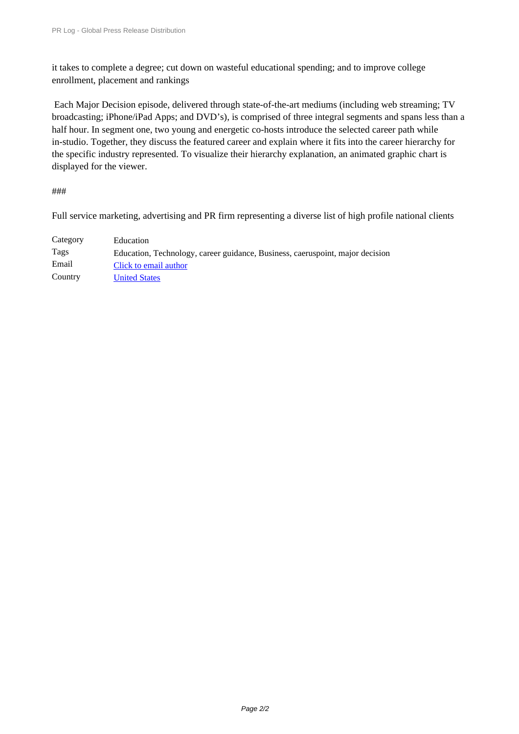it takes to complete a degree; cut down on wasteful educational spending; and to improve college enrollment, placement and rankings

Each Major Decision episode, delivered through state-of-the-art mediums (including web streaming; TV broadcasting; iPhone/iPad Apps; and DVD's), is comprised of three integral segments and spans less than a half hour. In segment one, two young and energetic co-hosts introduce the selected career path while in-studio. Together, they discuss the featured career and explain where it fits into the career hierarchy for the specific industry represented. To visualize their hierarchy explanation, an animated graphic chart is displayed for the viewer.

###

Full service marketing, advertising and PR firm representing a diverse list of high profile national clients

| | |
|---|---|
| Category | Education |
| Tags | Education, Technology, career guidance, Business, caeruspoint, major decision |
| Email | Click to email author |
| Country | United States |